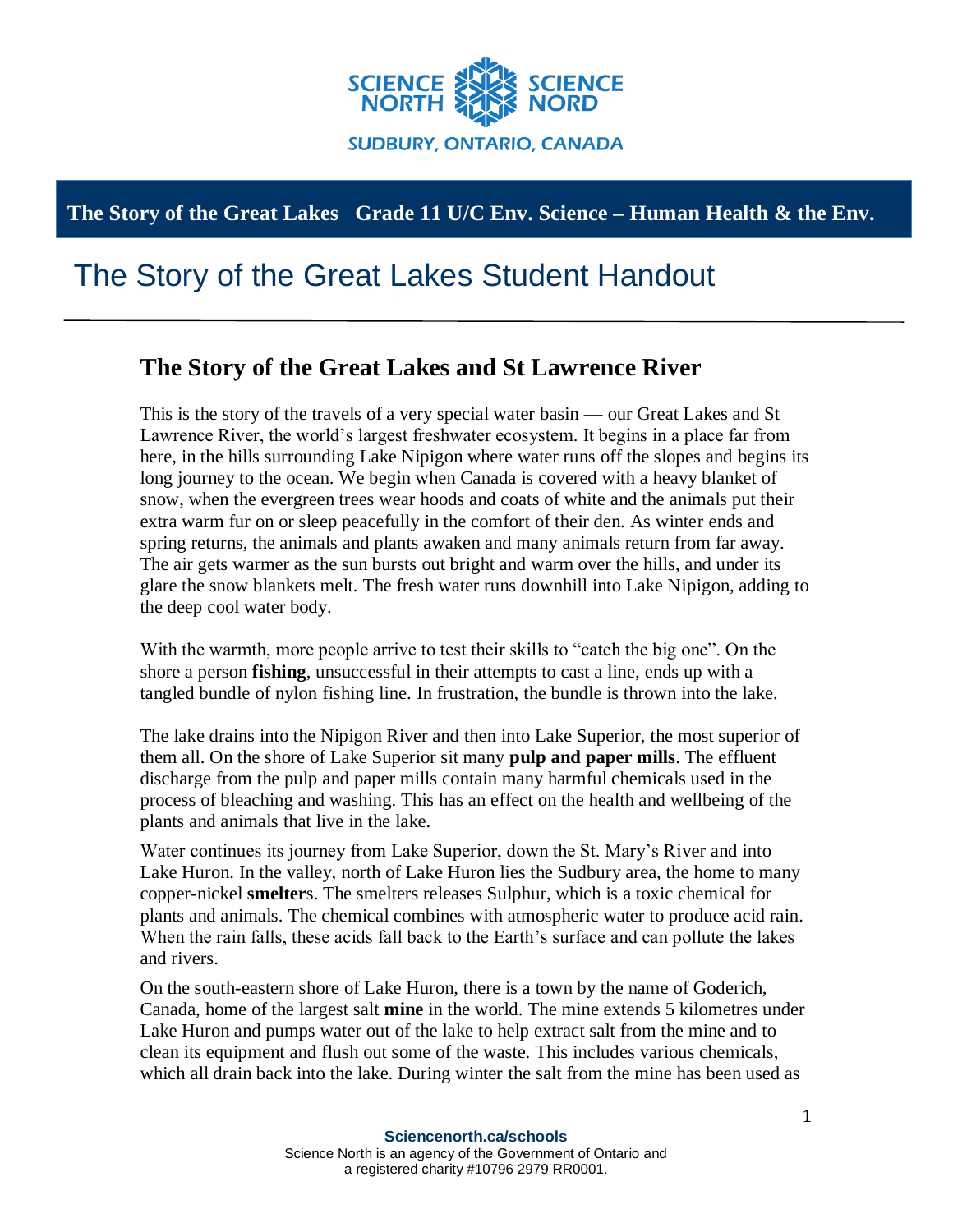# The Story of the Great Lakes Student Handout

## The Story of the Great Lakes and St Lawrence River

This is the story of the travels of a very special water basin — our Great Lakes and St Lawrence River, the world's largest freshwater ecosystem. It begins in a place far from here, in the hills surrounding Lake Nipigon where water runs off the slopes and begins its long journey to the ocean. We begin when Canada is covered with a heavy blanket of snow, when the evergreen trees wear hoods and coats of white and the animals put their extra warm fur on or sleep peacefully in the comfort of their den. As winter ends and spring returns, the animals and plants awaken and many animals return from far away. The air gets warmer as the sun bursts out bright and warm over the hills, and under its glare the snow blankets melt. The fresh water runs downhill into Lake Nipigon, adding to the deep cool water body.

With the warmth, more people arrive to test their skills to "catch the big one". On the shore a person **fishing**, unsuccessful in their attempts to cast a line, ends up with a tangled bundle of nylon fishing line. In frustration, the bundle is thrown into the lake.

The lake drains into the Nipigon River and then into Lake Superior, the most superior of them all. On the shore of Lake Superior sit many **pulp and paper mills**. The effluent discharge from the pulp and paper mills contain many harmful chemicals used in the process of bleaching and washing. This has an effect on the health and wellbeing of the plants and animals that live in the lake.

Water continues its journey from Lake Superior, down the St. Mary's River and into Lake Huron. In the valley, north of Lake Huron lies the Sudbury area, the home to many copper-nickel **smelter**s. The smelters releases Sulphur, which is a toxic chemical for plants and animals. The chemical combines with atmospheric water to produce acid rain. When the rain falls, these acids fall back to the Earth's surface and can pollute the lakes and rivers.

On the south-eastern shore of Lake Huron, there is a town by the name of Goderich, Canada, home of the largest salt **mine** in the world. The mine extends 5 kilometres under Lake Huron and pumps water out of the lake to help extract salt from the mine and to clean its equipment and flush out some of the waste. This includes various chemicals, which all drain back into the lake. During winter the salt from the mine has been used as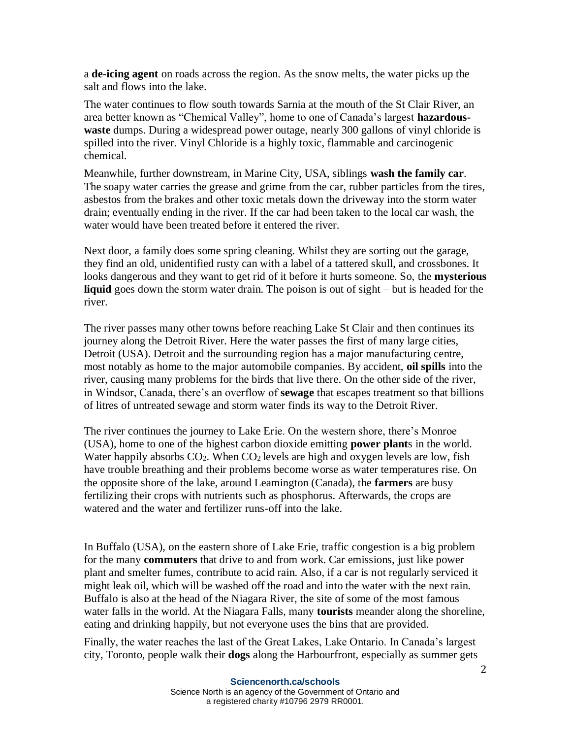a **de-icing agent** on roads across the region. As the snow melts, the water picks up the salt and flows into the lake.

The water continues to flow south towards Sarnia at the mouth of the St Clair River, an area better known as "Chemical Valley", home to one of Canada's largest **hazardous-waste** dumps. During a widespread power outage, nearly 300 gallons of vinyl chloride is spilled into the river. Vinyl Chloride is a highly toxic, flammable and carcinogenic chemical.

Meanwhile, further downstream, in Marine City, USA, siblings **wash the family car**. The soapy water carries the grease and grime from the car, rubber particles from the tires, asbestos from the brakes and other toxic metals down the driveway into the storm water drain; eventually ending in the river. If the car had been taken to the local car wash, the water would have been treated before it entered the river.

Next door, a family does some spring cleaning. Whilst they are sorting out the garage, they find an old, unidentified rusty can with a label of a tattered skull, and crossbones. It looks dangerous and they want to get rid of it before it hurts someone. So, the **mysterious liquid** goes down the storm water drain. The poison is out of sight – but is headed for the river.

The river passes many other towns before reaching Lake St Clair and then continues its journey along the Detroit River. Here the water passes the first of many large cities, Detroit (USA). Detroit and the surrounding region has a major manufacturing centre, most notably as home to the major automobile companies. By accident, **oil spills** into the river, causing many problems for the birds that live there. On the other side of the river, in Windsor, Canada, there's an overflow of **sewage** that escapes treatment so that billions of litres of untreated sewage and storm water finds its way to the Detroit River.

The river continues the journey to Lake Erie. On the western shore, there's Monroe (USA), home to one of the highest carbon dioxide emitting **power plant**s in the world. Water happily absorbs $CO_2$. When $CO_2$ levels are high and oxygen levels are low, fish have trouble breathing and their problems become worse as water temperatures rise. On the opposite shore of the lake, around Leamington (Canada), the **farmers** are busy fertilizing their crops with nutrients such as phosphorus. Afterwards, the crops are watered and the water and fertilizer runs-off into the lake.

In Buffalo (USA), on the eastern shore of Lake Erie, traffic congestion is a big problem for the many **commuters** that drive to and from work. Car emissions, just like power plant and smelter fumes, contribute to acid rain. Also, if a car is not regularly serviced it might leak oil, which will be washed off the road and into the water with the next rain. Buffalo is also at the head of the Niagara River, the site of some of the most famous water falls in the world. At the Niagara Falls, many **tourists** meander along the shoreline, eating and drinking happily, but not everyone uses the bins that are provided.

Finally, the water reaches the last of the Great Lakes, Lake Ontario. In Canada's largest city, Toronto, people walk their **dogs** along the Harbourfront, especially as summer gets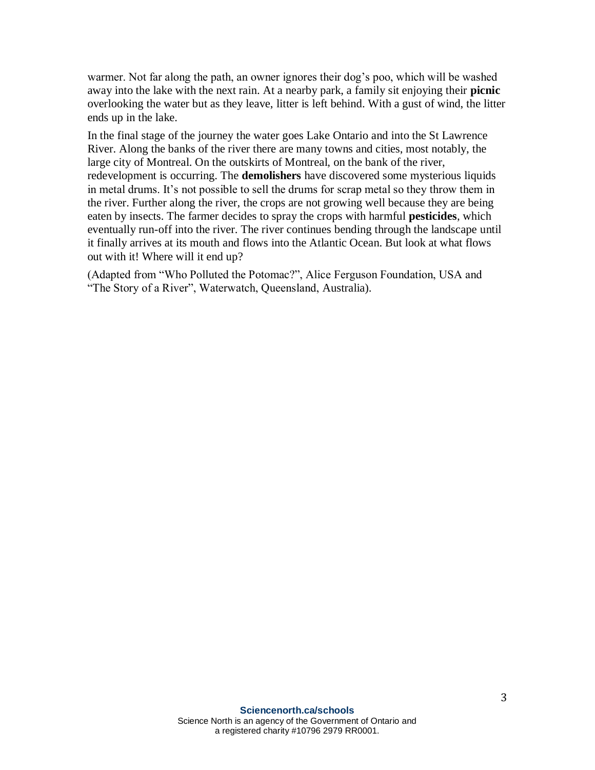warmer. Not far along the path, an owner ignores their dog's poo, which will be washed away into the lake with the next rain. At a nearby park, a family sit enjoying their **picnic** overlooking the water but as they leave, litter is left behind. With a gust of wind, the litter ends up in the lake.

In the final stage of the journey the water goes Lake Ontario and into the St Lawrence River. Along the banks of the river there are many towns and cities, most notably, the large city of Montreal. On the outskirts of Montreal, on the bank of the river, redevelopment is occurring. The **demolishers** have discovered some mysterious liquids in metal drums. It's not possible to sell the drums for scrap metal so they throw them in the river. Further along the river, the crops are not growing well because they are being eaten by insects. The farmer decides to spray the crops with harmful **pesticides**, which eventually run-off into the river. The river continues bending through the landscape until it finally arrives at its mouth and flows into the Atlantic Ocean. But look at what flows out with it! Where will it end up?

(Adapted from "Who Polluted the Potomac?", Alice Ferguson Foundation, USA and "The Story of a River", Waterwatch, Queensland, Australia).